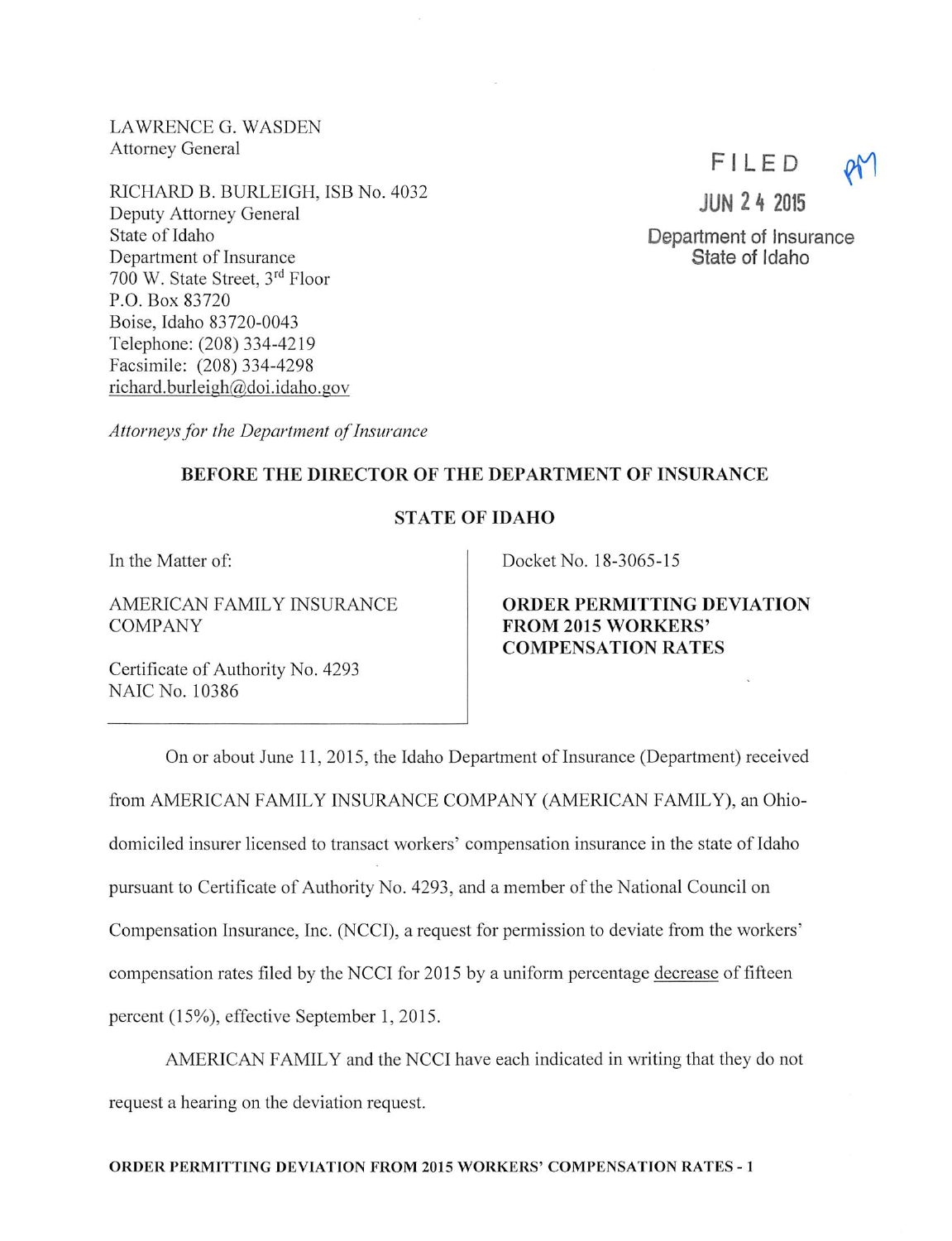LAWRENCE G. WASDEN
Attorney General

RICHARD B. BURLEIGH, ISB No. 4032
Deputy Attorney General
State of Idaho
Department of Insurance
700 W. State Street, 3rd Floor
P.O. Box 83720
Boise, Idaho 83720-0043
Telephone: (208) 334-4219
Facsimile: (208) 334-4298
richard.burleigh@doi.idaho.gov

*Attorneys for the Department of Insurance*

FILED
JUN 24 2015
Department of Insurance
State of Idaho

**BEFORE THE DIRECTOR OF THE DEPARTMENT OF INSURANCE**

**STATE OF IDAHO**

| In the Matter of: AMERICAN FAMILY INSURANCE COMPANY Certificate of Authority No. 4293 NAIC No. 10386 | Docket No. 18-3065-15 **ORDER PERMITTING DEVIATION FROM 2015 WORKERS' COMPENSATION RATES** |
|---|---|

On or about June 11, 2015, the Idaho Department of Insurance (Department) received from AMERICAN FAMILY INSURANCE COMPANY (AMERICAN FAMILY), an Ohio-domiciled insurer licensed to transact workers' compensation insurance in the state of Idaho pursuant to Certificate of Authority No. 4293, and a member of the National Council on Compensation Insurance, Inc. (NCCI), a request for permission to deviate from the workers' compensation rates filed by the NCCI for 2015 by a uniform percentage decrease of fifteen percent (15%), effective September 1, 2015.

AMERICAN FAMILY and the NCCI have each indicated in writing that they do not request a hearing on the deviation request.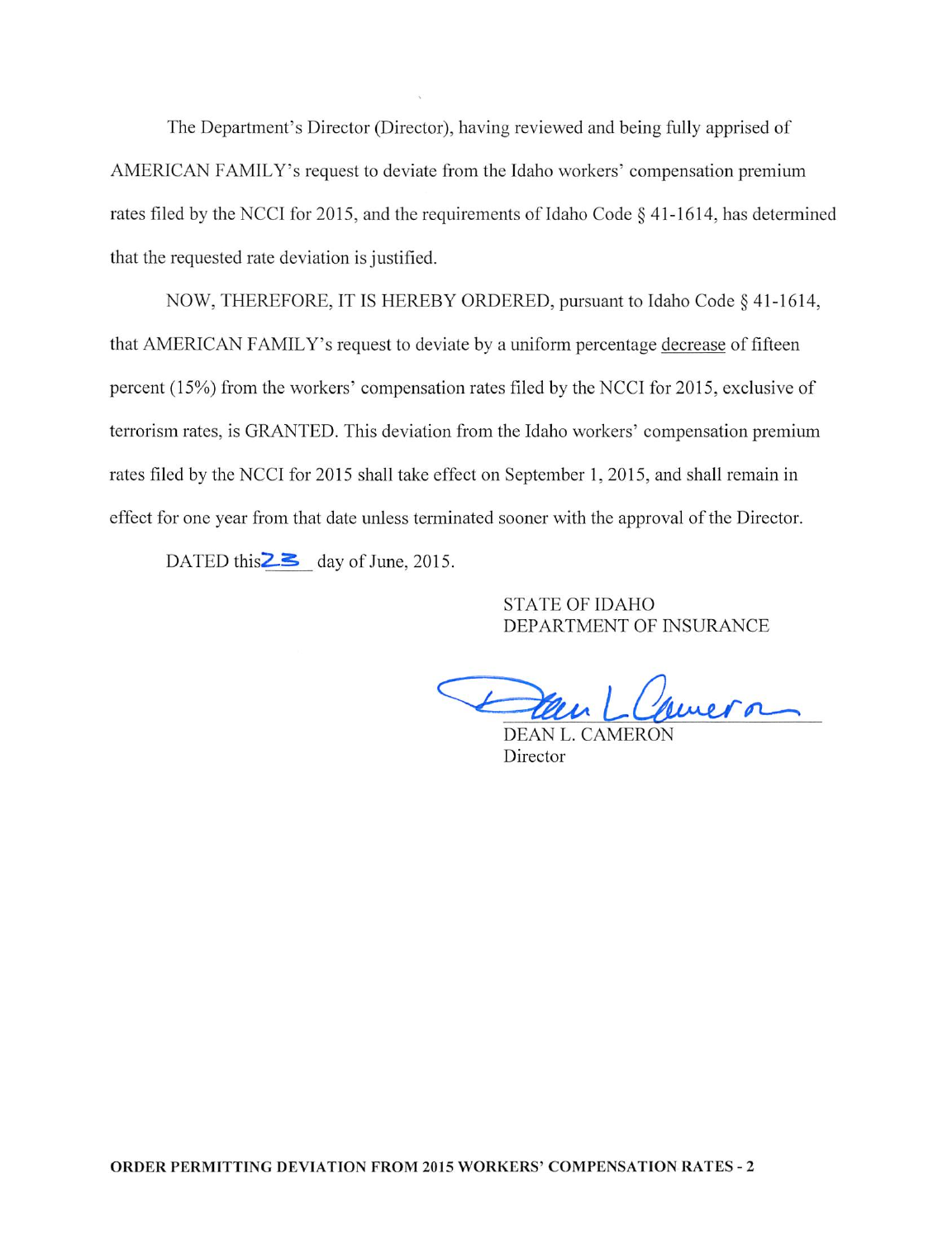The Department's Director (Director), having reviewed and being fully apprised of AMERICAN FAMILY's request to deviate from the Idaho workers' compensation premium rates filed by the NCCI for 2015, and the requirements of Idaho Code § 41-1614, has determined that the requested rate deviation is justified.

NOW, THEREFORE, IT IS HEREBY ORDERED, pursuant to Idaho Code § 41-1614, that AMERICAN FAMILY's request to deviate by a uniform percentage decrease of fifteen percent (15%) from the workers' compensation rates filed by the NCCI for 2015, exclusive of terrorism rates, is GRANTED. This deviation from the Idaho workers' compensation premium rates filed by the NCCI for 2015 shall take effect on September 1, 2015, and shall remain in effect for one year from that date unless terminated sooner with the approval of the Director.

DATED this 23 day of June, 2015.

STATE OF IDAHO
DEPARTMENT OF INSURANCE

DEAN L. CAMERON
Director

**ORDER PERMITTING DEVIATION FROM 2015 WORKERS' COMPENSATION RATES - 2**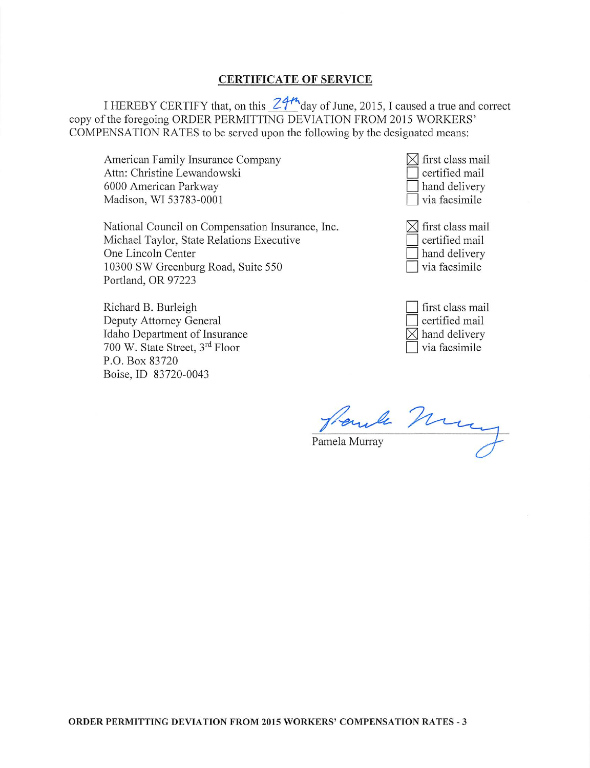## CERTIFICATE OF SERVICE

I HEREBY CERTIFY that, on this 24th day of June, 2015, I caused a true and correct copy of the foregoing ORDER PERMITTING DEVIATION FROM 2015 WORKERS' COMPENSATION RATES to be served upon the following by the designated means:

| | |
|---|---|
| American Family Insurance Company<br>Attn: Christine Lewandowski<br>6000 American Parkway<br>Madison, WI 53783-0001 | ☒ first class mail<br>☐ certified mail<br>☐ hand delivery<br>☐ via facsimile |
| National Council on Compensation Insurance, Inc.<br>Michael Taylor, State Relations Executive<br>One Lincoln Center<br>10300 SW Greenburg Road, Suite 550<br>Portland, OR 97223 | ☒ first class mail<br>☐ certified mail<br>☐ hand delivery<br>☐ via facsimile |
| Richard B. Burleigh<br>Deputy Attorney General<br>Idaho Department of Insurance<br>700 W. State Street, 3rd Floor<br>P.O. Box 83720<br>Boise, ID 83720-0043 | ☐ first class mail<br>☐ certified mail<br>☒ hand delivery<br>☐ via facsimile |

Pamela Murray